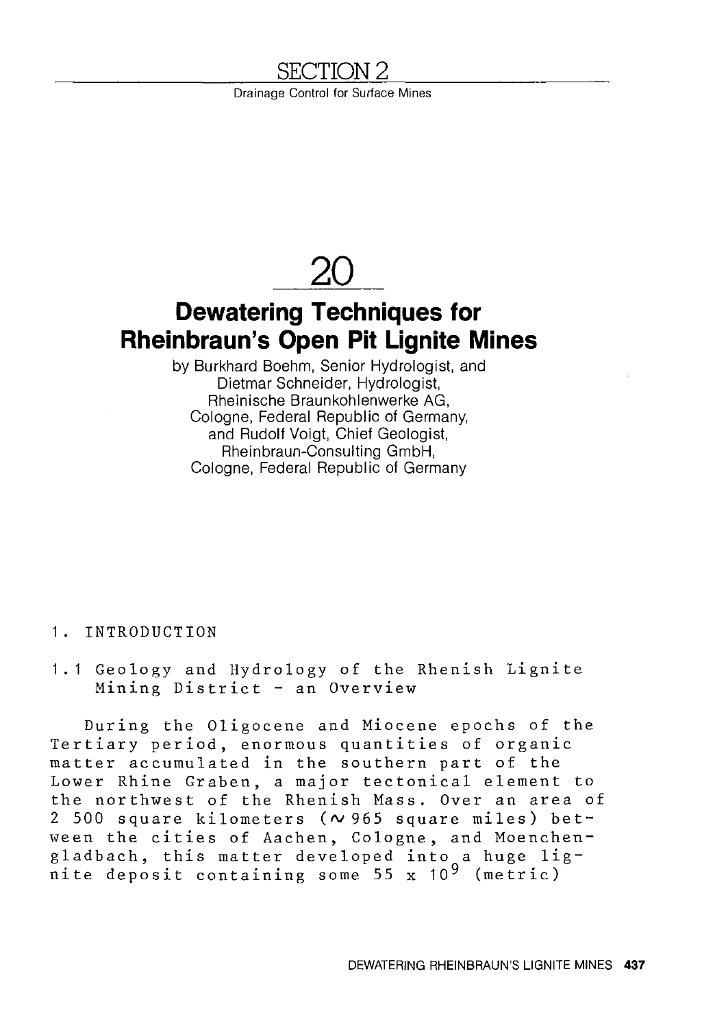# SECTION 2

Drainage Control for Surface Mines

# 20

## Dewatering Techniques for Rheinbraun's Open Pit Lignite Mines

by Burkhard Boehm, Senior Hydrologist, and Dietmar Schneider, Hydrologist, Rheinische Braunkohlenwerke AG, Cologne, Federal Republic of Germany, and Rudolf Voigt, Chief Geologist, Rheinbraun-Consulting GmbH, Cologne, Federal Republic of Germany

### 1. INTRODUCTION

#### 1.1 Geology and Hydrology of the Rhenish Lignite Mining District - an Overview

During the Oligocene and Miocene epochs of the Tertiary period, enormous quantities of organic matter accumulated in the southern part of the Lower Rhine Graben, a major tectonical element to the northwest of the Rhenish Mass. Over an area of 2 500 square kilometers ($\sim$ 965 square miles) between the cities of Aachen, Cologne, and Moenchengladbach, this matter developed into a huge lignite deposit containing some 55 x $10^9$ (metric)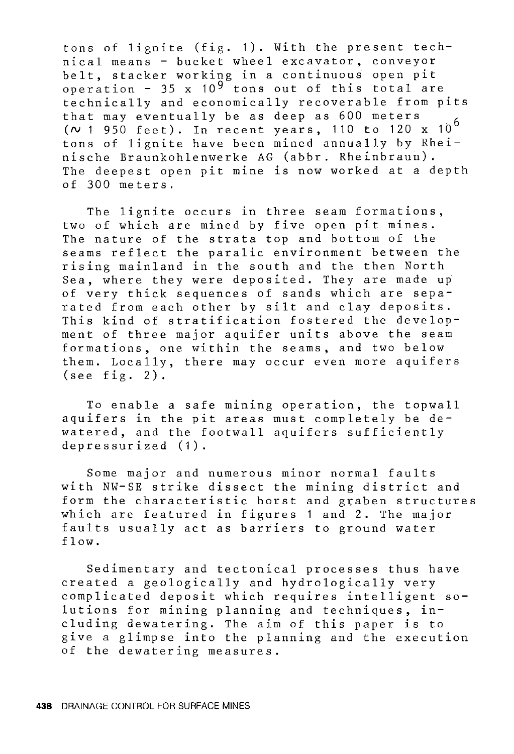tons of lignite (fig. 1). With the present technical means - bucket wheel excavator, conveyor belt, stacker working in a continuous open pit operation - $35 \times 10^9$ tons out of this total are technically and economically recoverable from pits that may eventually be as deep as 600 meters (~ 1 950 feet). In recent years, 110 to $120 \times 10^6$ tons of lignite have been mined annually by Rheinische Braunkohlenwerke AG (abbr. Rheinbraun). The deepest open pit mine is now worked at a depth of 300 meters.

The lignite occurs in three seam formations, two of which are mined by five open pit mines. The nature of the strata top and bottom of the seams reflect the paralic environment between the rising mainland in the south and the then North Sea, where they were deposited. They are made up of very thick sequences of sands which are separated from each other by silt and clay deposits. This kind of stratification fostered the development of three major aquifer units above the seam formations, one within the seams, and two below them. Locally, there may occur even more aquifers (see fig. 2).

To enable a safe mining operation, the topwall aquifers in the pit areas must completely be dewatered, and the footwall aquifers sufficiently depressurized (1).

Some major and numerous minor normal faults with NW-SE strike dissect the mining district and form the characteristic horst and graben structures which are featured in figures 1 and 2. The major faults usually act as barriers to ground water flow.

Sedimentary and tectonical processes thus have created a geologically and hydrologically very complicated deposit which requires intelligent solutions for mining planning and techniques, including dewatering. The aim of this paper is to give a glimpse into the planning and the execution of the dewatering measures.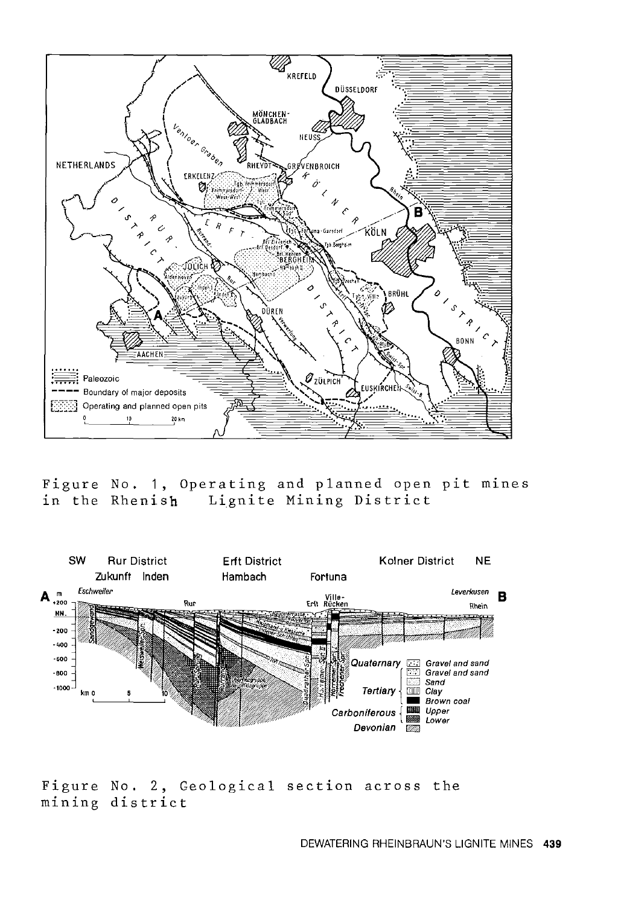Figure No. 1, Operating and planned open pit mines in the Rhenish Lignite Mining District

Figure No. 2, Geological section across the mining district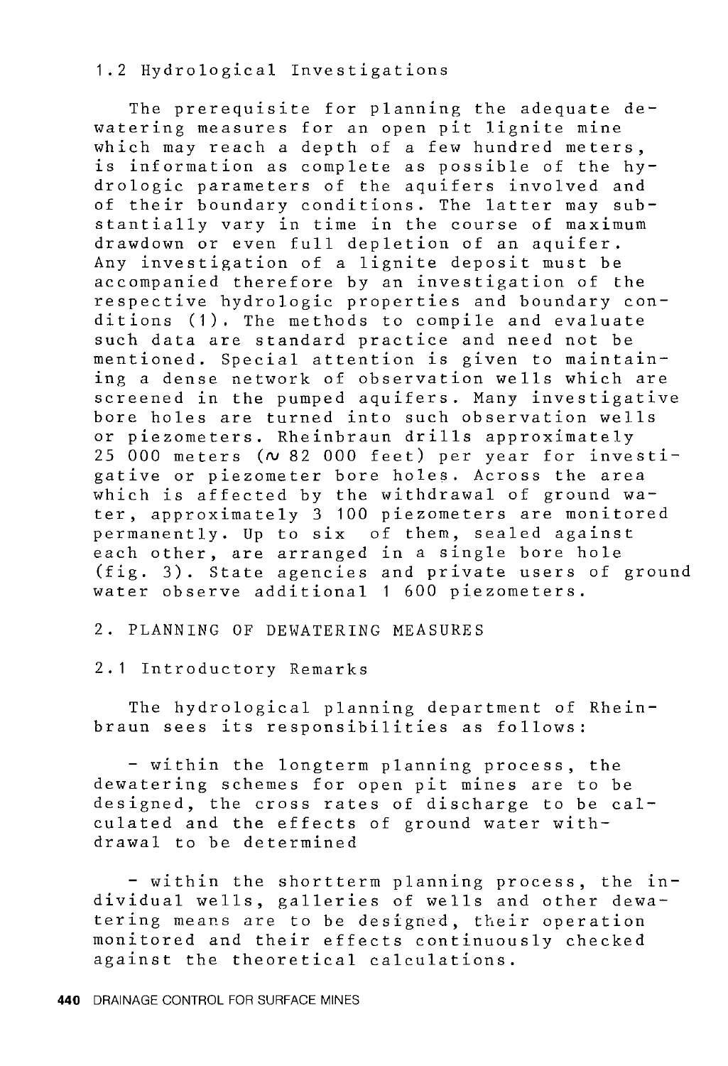### 1.2 Hydrological Investigations

The prerequisite for planning the adequate dewatering measures for an open pit lignite mine which may reach a depth of a few hundred meters, is information as complete as possible of the hydrologic parameters of the aquifers involved and of their boundary conditions. The latter may substantially vary in time in the course of maximum drawdown or even full depletion of an aquifer. Any investigation of a lignite deposit must be accompanied therefore by an investigation of the respective hydrologic properties and boundary conditions (1). The methods to compile and evaluate such data are standard practice and need not be mentioned. Special attention is given to maintaining a dense network of observation wells which are screened in the pumped aquifers. Many investigative bore holes are turned into such observation wells or piezometers. Rheinbraun drills approximately 25 000 meters (~ 82 000 feet) per year for investigative or piezometer bore holes. Across the area which is affected by the withdrawal of ground water, approximately 3 100 piezometers are monitored permanently. Up to six of them, sealed against each other, are arranged in a single bore hole (fig. 3). State agencies and private users of ground water observe additional 1 600 piezometers.

## 2. PLANNING OF DEWATERING MEASURES

### 2.1 Introductory Remarks

The hydrological planning department of Rheinbraun sees its responsibilities as follows:

- within the longterm planning process, the dewatering schemes for open pit mines are to be designed, the cross rates of discharge to be calculated and the effects of ground water withdrawal to be determined

- within the shortterm planning process, the individual wells, galleries of wells and other dewatering means are to be designed, their operation monitored and their effects continuously checked against the theoretical calculations.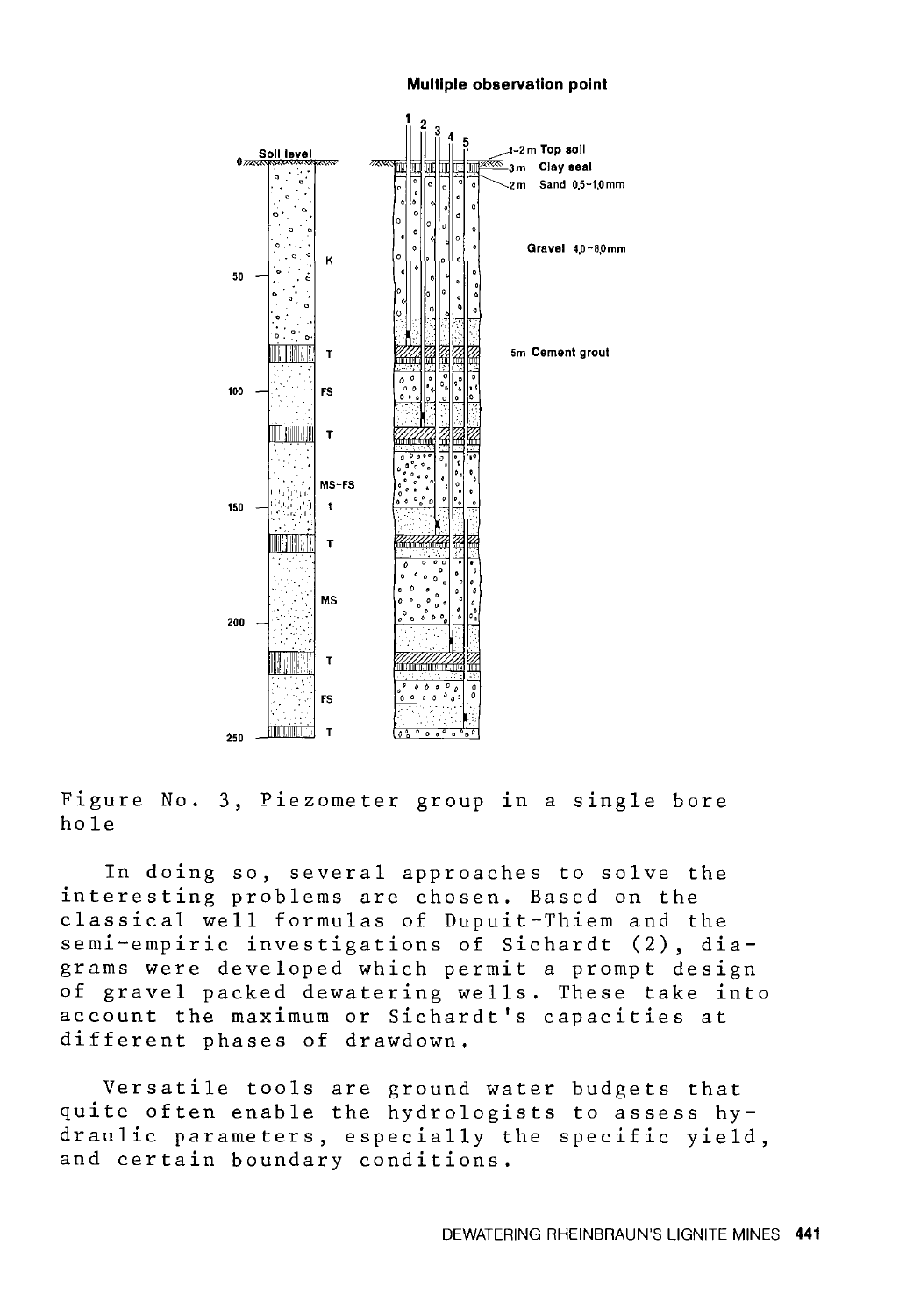Figure No. 3, Piezometer group in a single bore hole

In doing so, several approaches to solve the interesting problems are chosen. Based on the classical well formulas of Dupuit-Thiem and the semi-empiric investigations of Sichardt (2), diagrams were developed which permit a prompt design of gravel packed dewatering wells. These take into account the maximum or Sichardt's capacities at different phases of drawdown.

Versatile tools are ground water budgets that quite often enable the hydrologists to assess hydraulic parameters, especially the specific yield, and certain boundary conditions.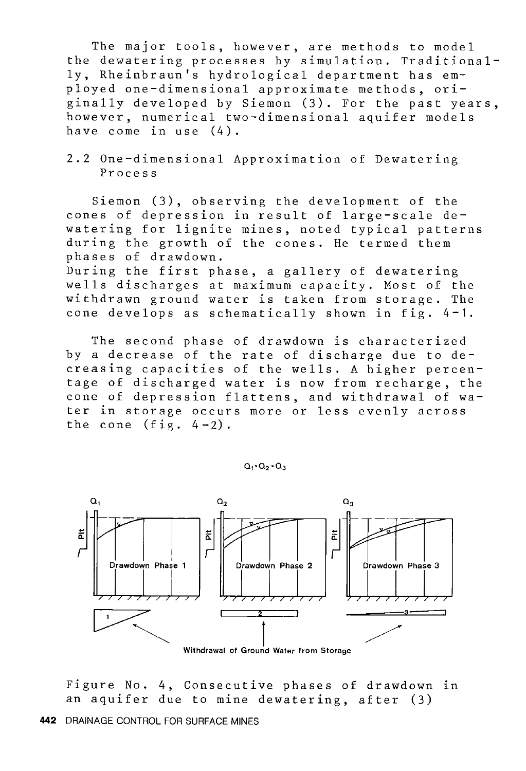The major tools, however, are methods to model the dewatering processes by simulation. Traditionally, Rheinbraun's hydrological department has employed one-dimensional approximate methods, originally developed by Siemon (3). For the past years, however, numerical two-dimensional aquifer models have come in use (4).

## 2.2 One-dimensional Approximation of Dewatering Process

Siemon (3), observing the development of the cones of depression in result of large-scale dewatering for lignite mines, noted typical patterns during the growth of the cones. He termed them phases of drawdown.

During the first phase, a gallery of dewatering wells discharges at maximum capacity. Most of the withdrawn ground water is taken from storage. The cone develops as schematically shown in fig. 4-1.

The second phase of drawdown is characterized by a decrease of the rate of discharge due to decreasing capacities of the wells. A higher percentage of discharged water is now from recharge, the cone of depression flattens, and withdrawal of water in storage occurs more or less evenly across the cone (fig. 4-2).

$Q_1 > Q_2 > Q_3$

$Q_1$ — Pit — Drawdown Phase 1 — 1

$Q_2$ — Pit — Drawdown Phase 2 — 2

$Q_3$ — Pit — Drawdown Phase 3 — 3

Withdrawal of Ground Water from Storage

Figure No. 4, Consecutive phases of drawdown in an aquifer due to mine dewatering, after (3)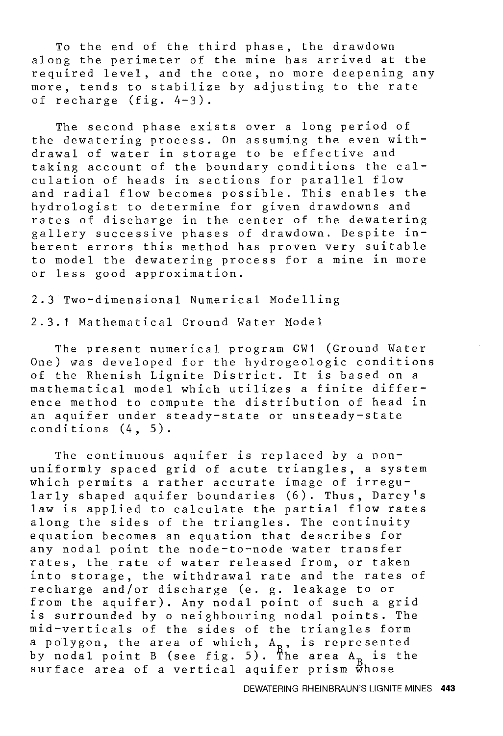To the end of the third phase, the drawdown along the perimeter of the mine has arrived at the required level, and the cone, no more deepening any more, tends to stabilize by adjusting to the rate of recharge (fig. 4-3).

The second phase exists over a long period of the dewatering process. On assuming the even withdrawal of water in storage to be effective and taking account of the boundary conditions the calculation of heads in sections for parallel flow and radial flow becomes possible. This enables the hydrologist to determine for given drawdowns and rates of discharge in the center of the dewatering gallery successive phases of drawdown. Despite inherent errors this method has proven very suitable to model the dewatering process for a mine in more or less good approximation.

## 2.3 Two-dimensional Numerical Modelling

### 2.3.1 Mathematical Ground Water Model

The present numerical program GW1 (Ground Water One) was developed for the hydrogeologic conditions of the Rhenish Lignite District. It is based on a mathematical model which utilizes a finite difference method to compute the distribution of head in an aquifer under steady-state or unsteady-state conditions (4, 5).

The continuous aquifer is replaced by a non-uniformly spaced grid of acute triangles, a system which permits a rather accurate image of irregularly shaped aquifer boundaries (6). Thus, Darcy's law is applied to calculate the partial flow rates along the sides of the triangles. The continuity equation becomes an equation that describes for any nodal point the node-to-node water transfer rates, the rate of water released from, or taken into storage, the withdrawal rate and the rates of recharge and/or discharge (e. g. leakage to or from the aquifer). Any nodal point of such a grid is surrounded by o neighbouring nodal points. The mid-verticals of the sides of the triangles form a polygon, the area of which, $A_B$, is represented by nodal point B (see fig. 5). The area $A_B$ is the surface area of a vertical aquifer prism whose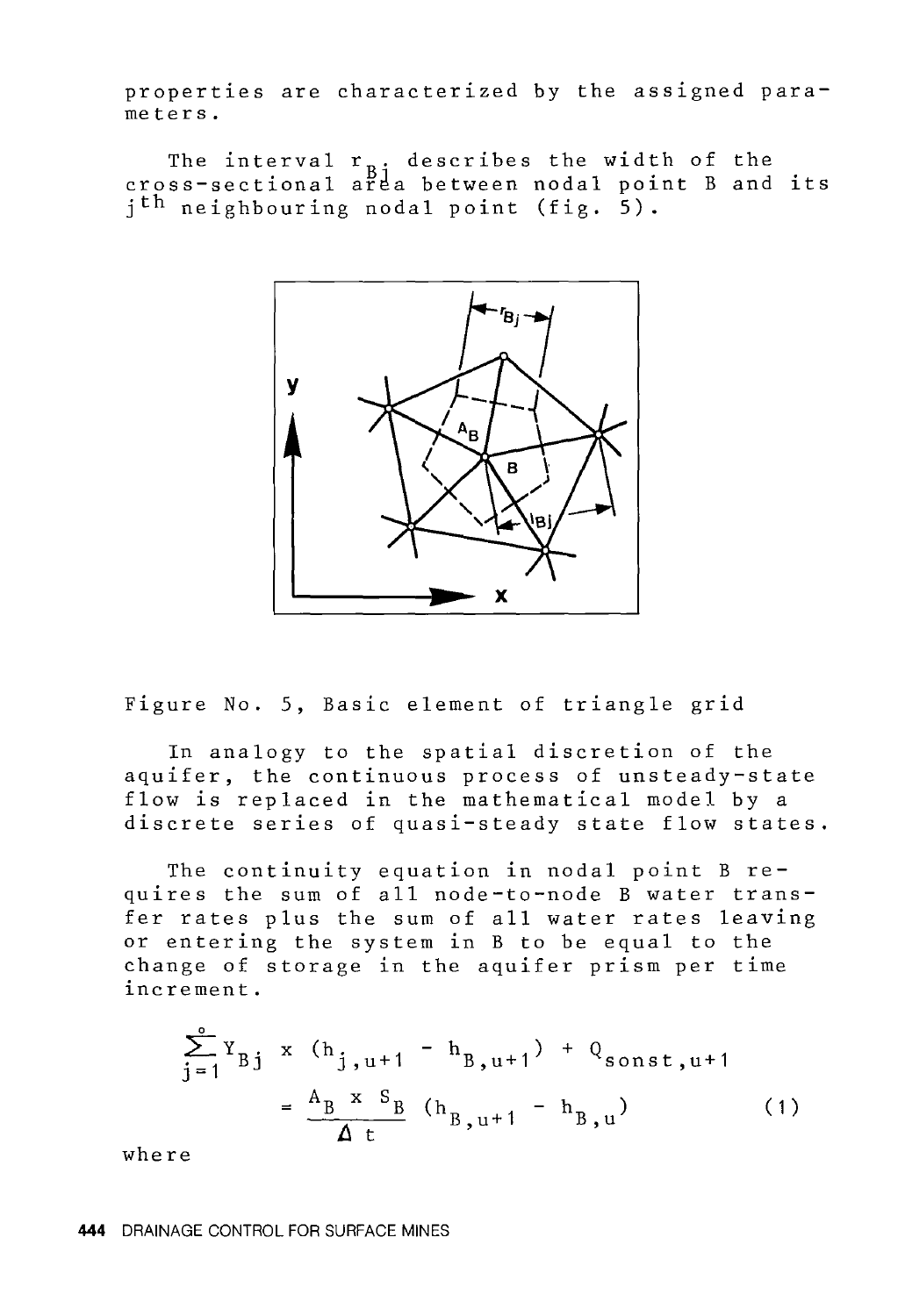properties are characterized by the assigned parameters.

The interval $r_{Bj}$ describes the width of the cross-sectional area between nodal point B and its $j^{th}$ neighbouring nodal point (fig. 5).

Figure No. 5, Basic element of triangle grid

In analogy to the spatial discretion of the aquifer, the continuous process of unsteady-state flow is replaced in the mathematical model by a discrete series of quasi-steady state flow states.

The continuity equation in nodal point B requires the sum of all node-to-node B water transfer rates plus the sum of all water rates leaving or entering the system in B to be equal to the change of storage in the aquifer prism per time increment.

$$\sum_{j=1}^{o} Y_{Bj} \times (h_{j,u+1} - h_{B,u+1}) + Q_{sonst,u+1} = \frac{A_B \times S_B}{\Delta t} (h_{B,u+1} - h_{B,u}) \qquad (1)$$

where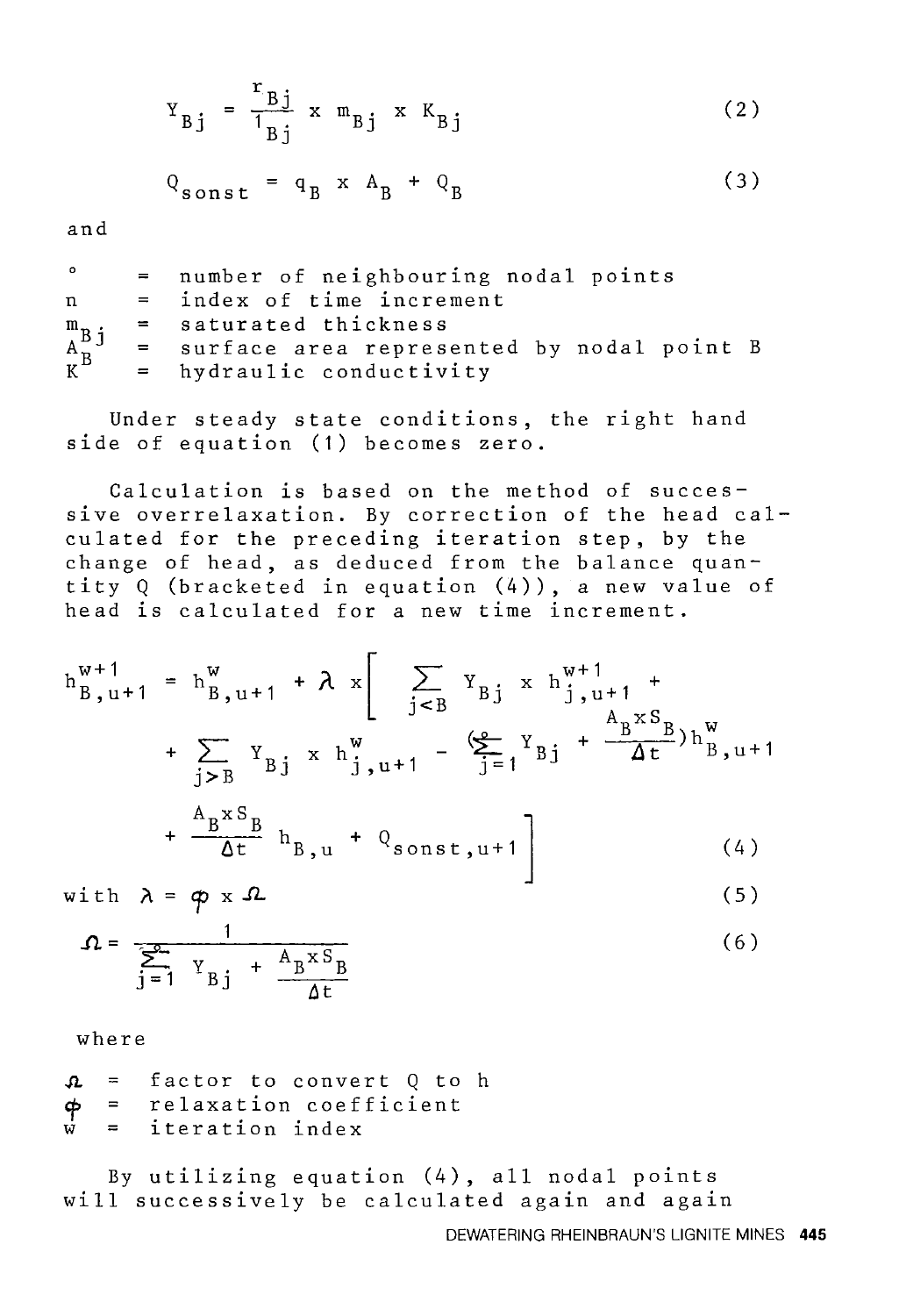$$Y_{Bj} = \frac{r_{Bj}}{l_{Bj}} \times m_{Bj} \times K_{Bj} \tag{2}$$

$$Q_{sonst} = q_B \times A_B + Q_B \tag{3}$$

and

$o$ = number of neighbouring nodal points
$n$ = index of time increment
$m_{Bj}$ = saturated thickness
$A_B$ = surface area represented by nodal point B
$K$ = hydraulic conductivity

Under steady state conditions, the right hand side of equation (1) becomes zero.

Calculation is based on the method of successive overrelaxation. By correction of the head calculated for the preceding iteration step, by the change of head, as deduced from the balance quantity Q (bracketed in equation (4)), a new value of head is calculated for a new time increment.

$$h^{w+1}_{B,u+1} = h^{w}_{B,u+1} + \lambda \times \Bigg[ \sum_{j<B} Y_{Bj} \times h^{w+1}_{j,u+1} + \sum_{j>B} Y_{Bj} \times h^{w}_{j,u+1} - \Big(\sum_{j=1}^{o} Y_{Bj} + \frac{A_B \times S_B}{\Delta t}\Big) h^{w}_{B,u+1} + \frac{A_B \times S_B}{\Delta t} h_{B,u} + Q_{sonst,u+1} \Bigg] \tag{4}$$

with $\lambda = \varphi \times \Omega$ (5)

$$\Omega = \frac{1}{\sum_{j=1}^{o} Y_{Bj} + \frac{A_B \times S_B}{\Delta t}} \tag{6}$$

where

$\Omega$ = factor to convert Q to h
$\varphi$ = relaxation coefficient
$w$ = iteration index

By utilizing equation (4), all nodal points will successively be calculated again and again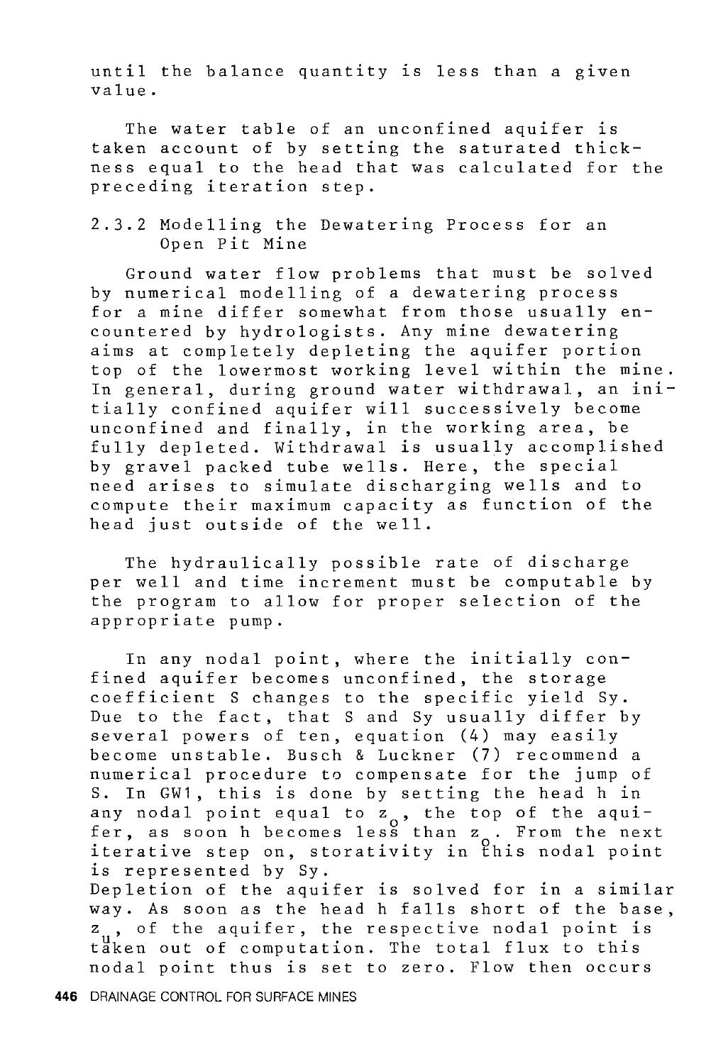until the balance quantity is less than a given value.

The water table of an unconfined aquifer is taken account of by setting the saturated thickness equal to the head that was calculated for the preceding iteration step.

### 2.3.2 Modelling the Dewatering Process for an Open Pit Mine

Ground water flow problems that must be solved by numerical modelling of a dewatering process for a mine differ somewhat from those usually encountered by hydrologists. Any mine dewatering aims at completely depleting the aquifer portion top of the lowermost working level within the mine. In general, during ground water withdrawal, an initially confined aquifer will successively become unconfined and finally, in the working area, be fully depleted. Withdrawal is usually accomplished by gravel packed tube wells. Here, the special need arises to simulate discharging wells and to compute their maximum capacity as function of the head just outside of the well.

The hydraulically possible rate of discharge per well and time increment must be computable by the program to allow for proper selection of the appropriate pump.

In any nodal point, where the initially confined aquifer becomes unconfined, the storage coefficient S changes to the specific yield Sy. Due to the fact, that S and Sy usually differ by several powers of ten, equation (4) may easily become unstable. Busch & Luckner (7) recommend a numerical procedure to compensate for the jump of S. In GW1, this is done by setting the head h in any nodal point equal to $z_o$, the top of the aquifer, as soon h becomes less than $z_o$. From the next iterative step on, storativity in this nodal point is represented by Sy.
Depletion of the aquifer is solved for in a similar way. As soon as the head h falls short of the base, $z_u$, of the aquifer, the respective nodal point is taken out of computation. The total flux to this nodal point thus is set to zero. Flow then occurs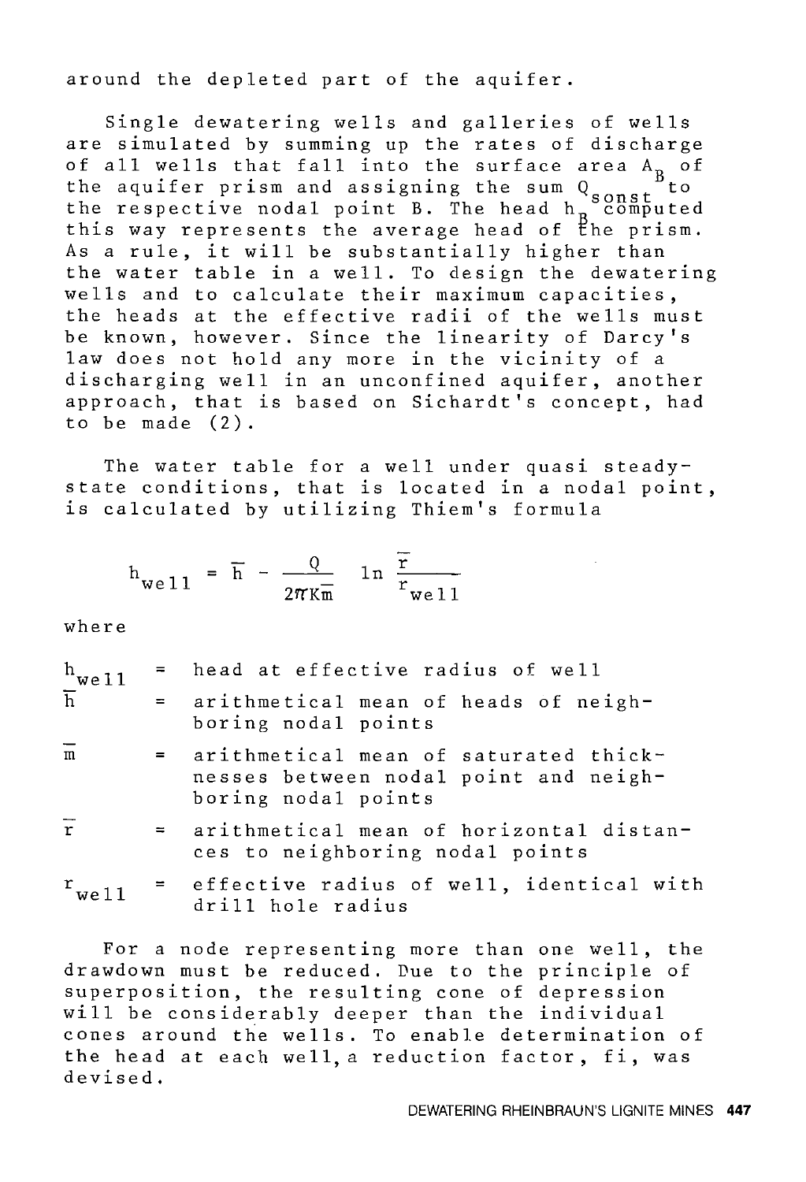around the depleted part of the aquifer.

Single dewatering wells and galleries of wells are simulated by summing up the rates of discharge of all wells that fall into the surface area $A_B$ of the aquifer prism and assigning the sum $Q_{sonst}$ to the respective nodal point B. The head $h_B$ computed this way represents the average head of the prism. As a rule, it will be substantially higher than the water table in a well. To design the dewatering wells and to calculate their maximum capacities, the heads at the effective radii of the wells must be known, however. Since the linearity of Darcy's law does not hold any more in the vicinity of a discharging well in an unconfined aquifer, another approach, that is based on Sichardt's concept, had to be made (2).

The water table for a well under quasi steady-state conditions, that is located in a nodal point, is calculated by utilizing Thiem's formula

$$h_{well} = \bar{h} - \frac{Q}{2\pi K\bar{m}} \ln \frac{\bar{r}}{r_{well}}$$

where

- $h_{well}$ = head at effective radius of well
- $\bar{h}$ = arithmetical mean of heads of neighboring nodal points
- $\bar{m}$ = arithmetical mean of saturated thicknesses between nodal point and neighboring nodal points
- $\bar{r}$ = arithmetical mean of horizontal distances to neighboring nodal points
- $r_{well}$ = effective radius of well, identical with drill hole radius

For a node representing more than one well, the drawdown must be reduced. Due to the principle of superposition, the resulting cone of depression will be considerably deeper than the individual cones around the wells. To enable determination of the head at each well, a reduction factor, fi, was devised.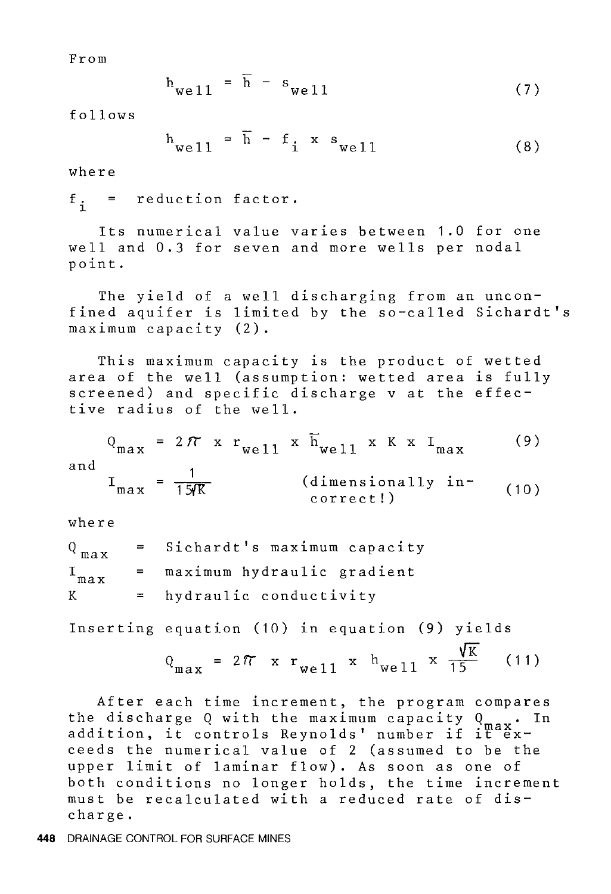From

$$h_{well} = \bar{h} - s_{well} \tag{7}$$

follows

$$h_{well} = \bar{h} - f_i \times s_{well} \tag{8}$$

where

$f_i$ = reduction factor.

Its numerical value varies between 1.0 for one well and 0.3 for seven and more wells per nodal point.

The yield of a well discharging from an unconfined aquifer is limited by the so-called Sichardt's maximum capacity (2).

This maximum capacity is the product of wetted area of the well (assumption: wetted area is fully screened) and specific discharge v at the effective radius of the well.

$$Q_{max} = 2\pi \times r_{well} \times \bar{h}_{well} \times K \times I_{max} \tag{9}$$

and

$$I_{max} = \frac{1}{15\sqrt{K}} \quad \text{(dimensionally incorrect!)} \tag{10}$$

where

$Q_{max}$ = Sichardt's maximum capacity

$I_{max}$ = maximum hydraulic gradient

$K$ = hydraulic conductivity

Inserting equation (10) in equation (9) yields

$$Q_{max} = 2\pi \times r_{well} \times h_{well} \times \frac{\sqrt{K}}{15} \tag{11}$$

After each time increment, the program compares the discharge Q with the maximum capacity $Q_{max}$. In addition, it controls Reynolds' number if it exceeds the numerical value of 2 (assumed to be the upper limit of laminar flow). As soon as one of both conditions no longer holds, the time increment must be recalculated with a reduced rate of discharge.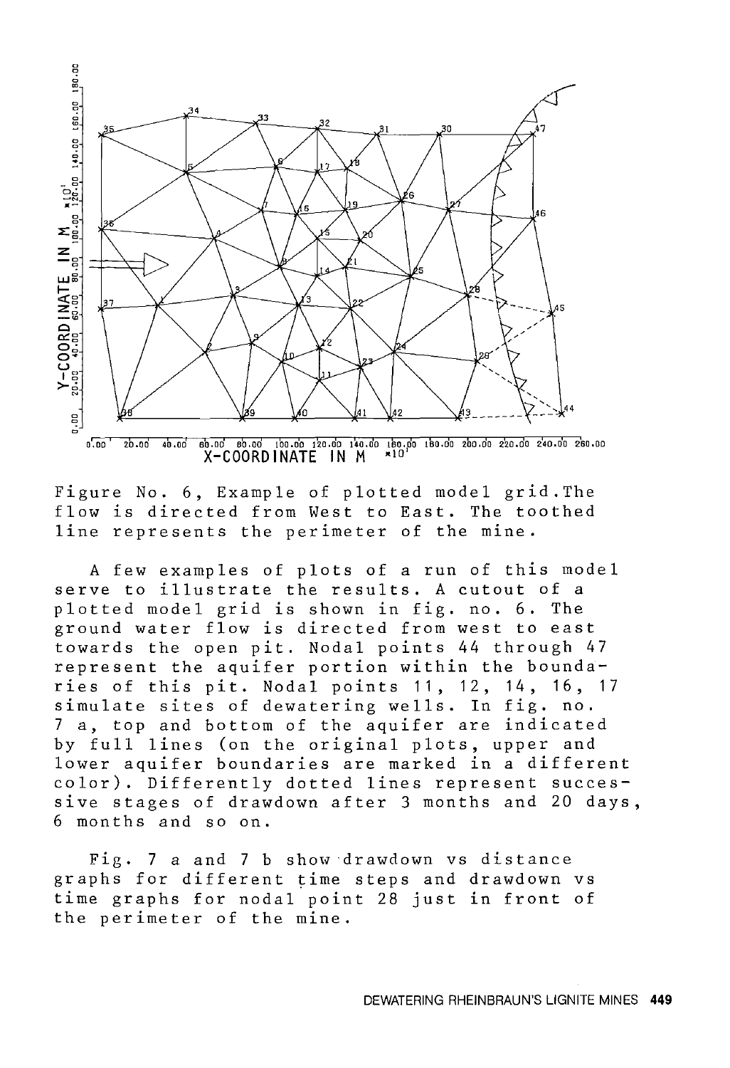Figure No. 6, Example of plotted model grid. The flow is directed from West to East. The toothed line represents the perimeter of the mine.

A few examples of plots of a run of this model serve to illustrate the results. A cutout of a plotted model grid is shown in fig. no. 6. The ground water flow is directed from west to east towards the open pit. Nodal points 44 through 47 represent the aquifer portion within the boundaries of this pit. Nodal points 11, 12, 14, 16, 17 simulate sites of dewatering wells. In fig. no. 7 a, top and bottom of the aquifer are indicated by full lines (on the original plots, upper and lower aquifer boundaries are marked in a different color). Differently dotted lines represent successive stages of drawdown after 3 months and 20 days, 6 months and so on.

Fig. 7 a and 7 b show drawdown vs distance graphs for different time steps and drawdown vs time graphs for nodal point 28 just in front of the perimeter of the mine.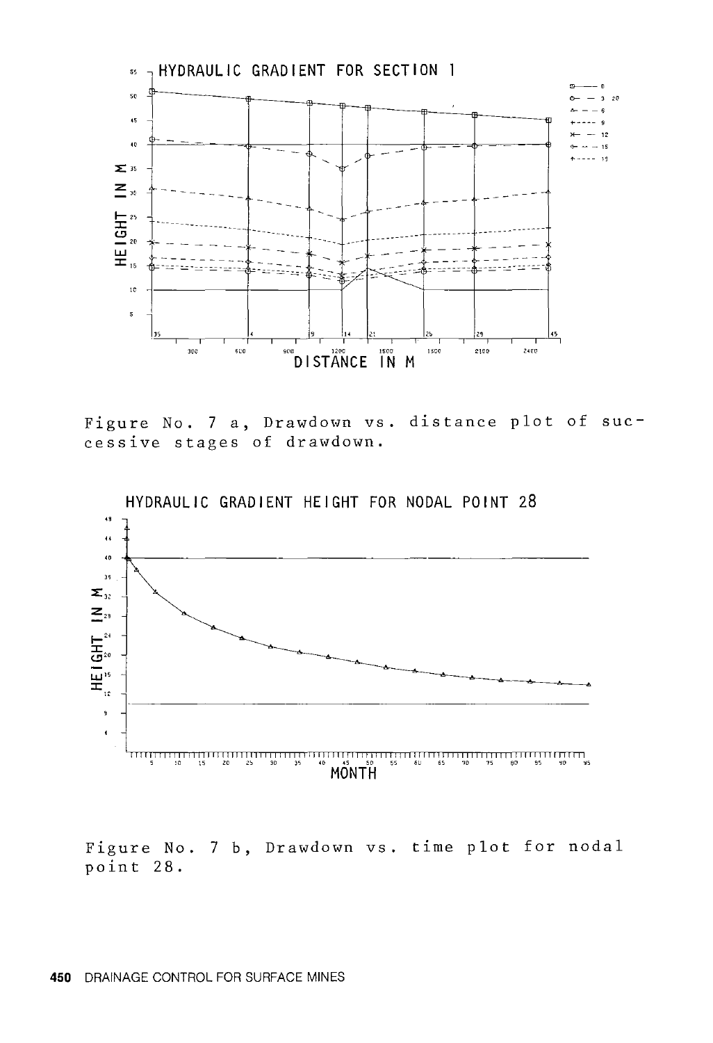HYDRAULIC GRADIENT FOR SECTION 1

Figure No. 7 a, Drawdown vs. distance plot of successive stages of drawdown.

HYDRAULIC GRADIENT HEIGHT FOR NODAL POINT 28

Figure No. 7 b, Drawdown vs. time plot for nodal point 28.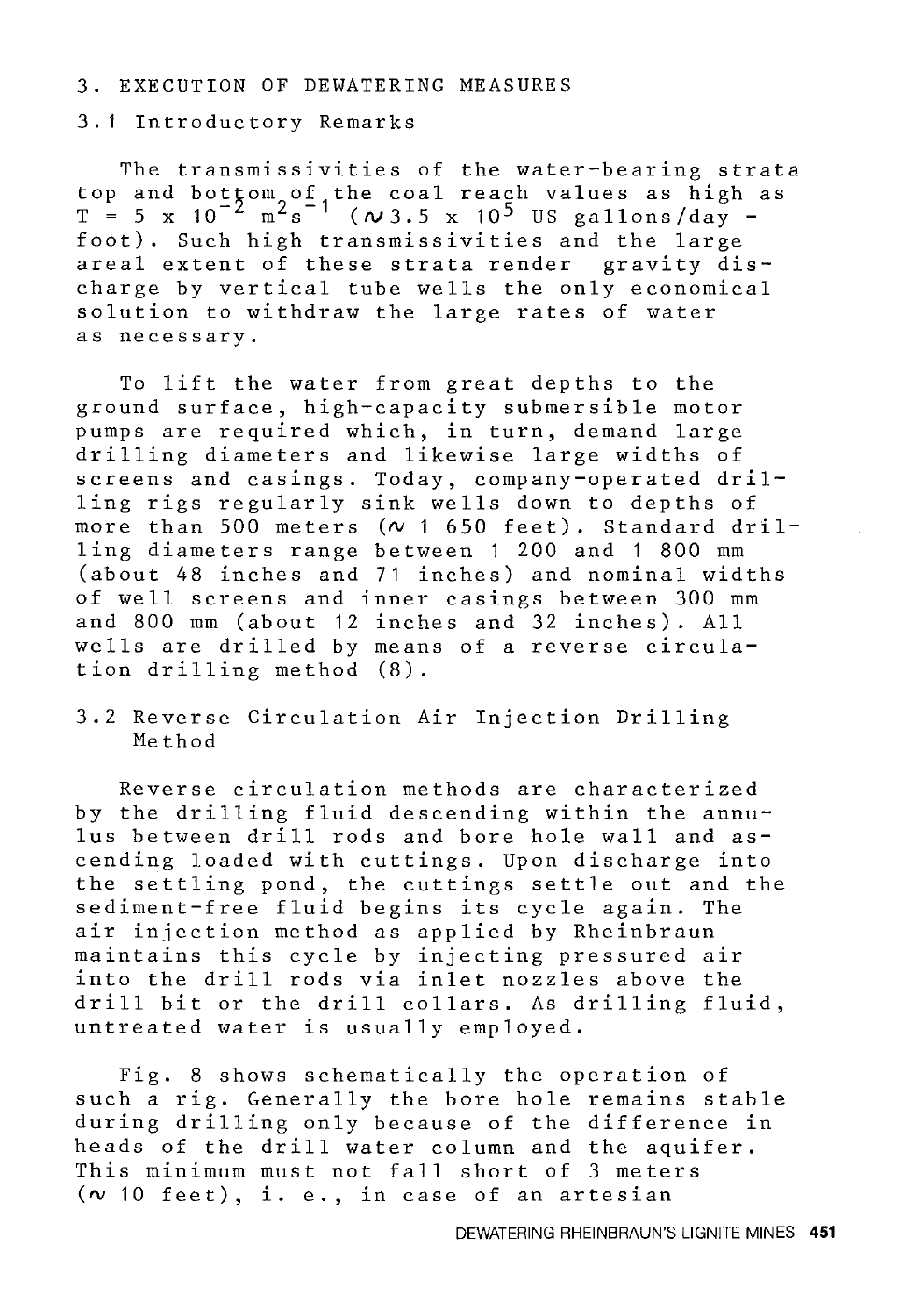## 3. EXECUTION OF DEWATERING MEASURES

### 3.1 Introductory Remarks

The transmissivities of the water-bearing strata top and bottom of the coal reach values as high as $T = 5 \times 10^{-2}\ m^2s^{-1}$ ($\sim 3.5 \times 10^5$ US gallons/day - foot). Such high transmissivities and the large areal extent of these strata render gravity discharge by vertical tube wells the only economical solution to withdraw the large rates of water as necessary.

To lift the water from great depths to the ground surface, high-capacity submersible motor pumps are required which, in turn, demand large drilling diameters and likewise large widths of screens and casings. Today, company-operated drilling rigs regularly sink wells down to depths of more than 500 meters ($\sim$ 1 650 feet). Standard drilling diameters range between 1 200 and 1 800 mm (about 48 inches and 71 inches) and nominal widths of well screens and inner casings between 300 mm and 800 mm (about 12 inches and 32 inches). All wells are drilled by means of a reverse circulation drilling method (8).

### 3.2 Reverse Circulation Air Injection Drilling Method

Reverse circulation methods are characterized by the drilling fluid descending within the annulus between drill rods and bore hole wall and ascending loaded with cuttings. Upon discharge into the settling pond, the cuttings settle out and the sediment-free fluid begins its cycle again. The air injection method as applied by Rheinbraun maintains this cycle by injecting pressured air into the drill rods via inlet nozzles above the drill bit or the drill collars. As drilling fluid, untreated water is usually employed.

Fig. 8 shows schematically the operation of such a rig. Generally the bore hole remains stable during drilling only because of the difference in heads of the drill water column and the aquifer. This minimum must not fall short of 3 meters ($\sim$ 10 feet), i. e., in case of an artesian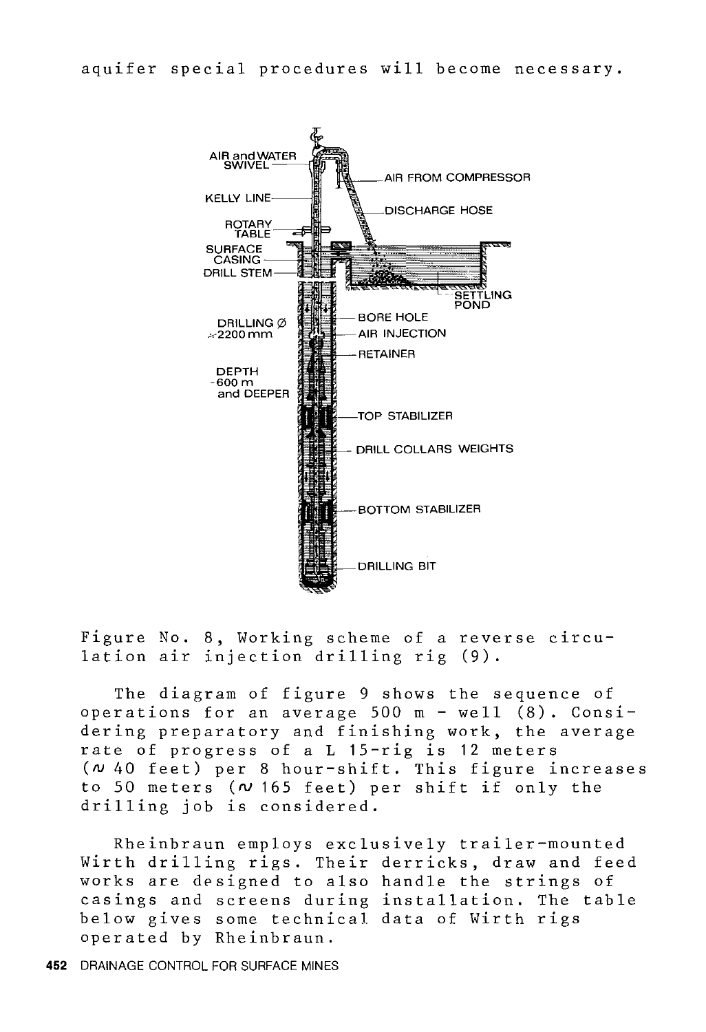aquifer special procedures will become necessary.

Figure No. 8, Working scheme of a reverse circulation air injection drilling rig (9).

The diagram of figure 9 shows the sequence of operations for an average 500 m - well (8). Considering preparatory and finishing work, the average rate of progress of a L 15-rig is 12 meters (∼ 40 feet) per 8 hour-shift. This figure increases to 50 meters (∼ 165 feet) per shift if only the drilling job is considered.

Rheinbraun employs exclusively trailer-mounted Wirth drilling rigs. Their derricks, draw and feed works are designed to also handle the strings of casings and screens during installation. The table below gives some technical data of Wirth rigs operated by Rheinbraun.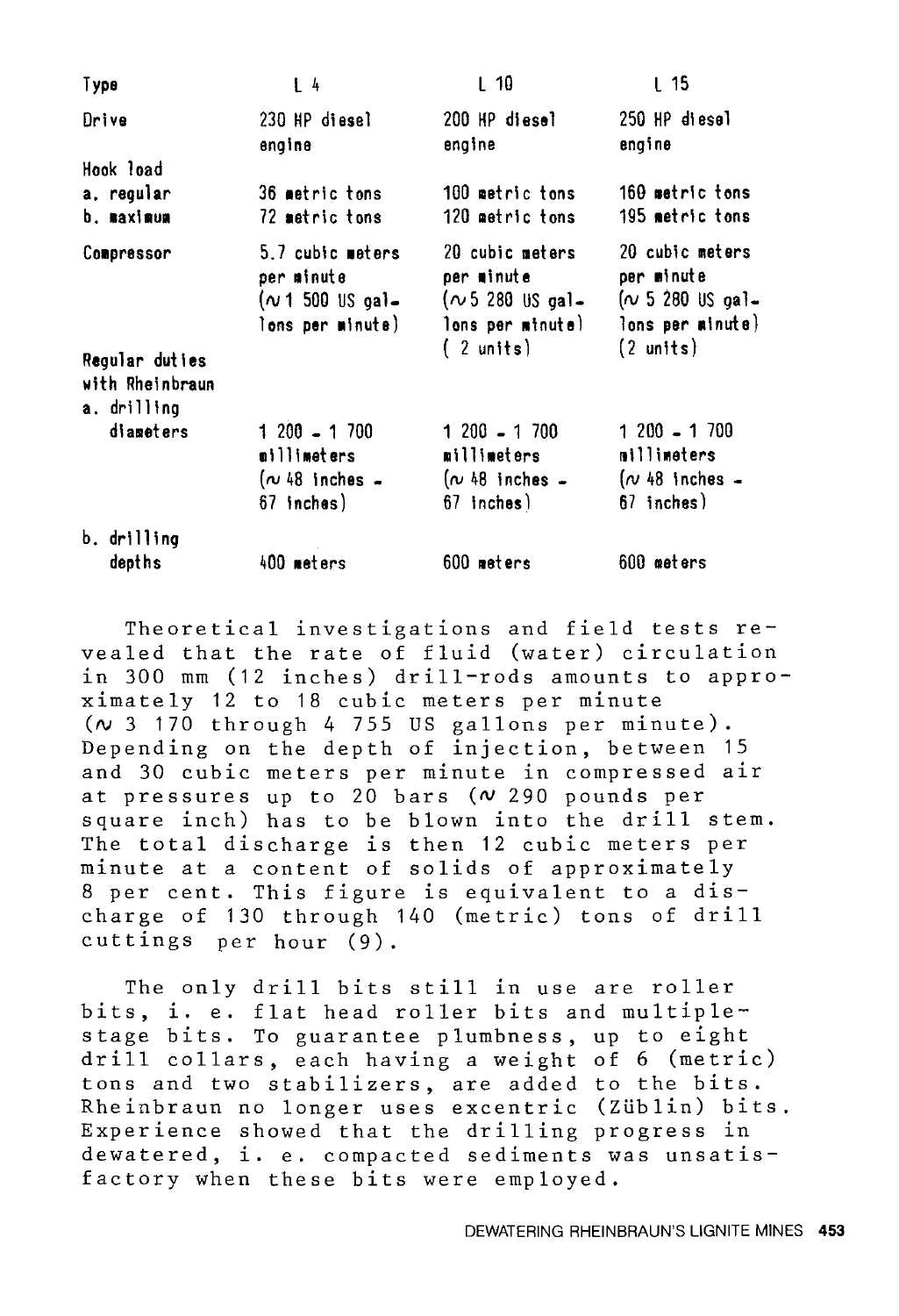| Type | L 4 | L 10 | L 15 |
|---|---|---|---|
| Drive | 230 HP diesel engine | 200 HP diesel engine | 250 HP diesel engine |
| Hook load | | | |
| a. regular | 36 metric tons | 100 metric tons | 160 metric tons |
| b. maximum | 72 metric tons | 120 metric tons | 195 metric tons |
| Compressor | 5.7 cubic meters per minute (∿ 1 500 US gallons per minute) | 20 cubic meters per minute (∿ 5 280 US gallons per minute) (2 units) | 20 cubic meters per minute (∿ 5 280 US gallons per minute) (2 units) |
| Regular duties with Rheinbraun | | | |
| a. drilling diameters | 1 200 - 1 700 millimeters (∿ 48 inches - 67 inches) | 1 200 - 1 700 millimeters (∿ 48 inches - 67 inches) | 1 200 - 1 700 millimeters (∿ 48 inches - 67 inches) |
| b. drilling depths | 400 meters | 600 meters | 600 meters |

Theoretical investigations and field tests revealed that the rate of fluid (water) circulation in 300 mm (12 inches) drill-rods amounts to approximately 12 to 18 cubic meters per minute (∿ 3 170 through 4 755 US gallons per minute). Depending on the depth of injection, between 15 and 30 cubic meters per minute in compressed air at pressures up to 20 bars (∿ 290 pounds per square inch) has to be blown into the drill stem. The total discharge is then 12 cubic meters per minute at a content of solids of approximately 8 per cent. This figure is equivalent to a discharge of 130 through 140 (metric) tons of drill cuttings per hour (9).

The only drill bits still in use are roller bits, i. e. flat head roller bits and multiple-stage bits. To guarantee plumbness, up to eight drill collars, each having a weight of 6 (metric) tons and two stabilizers, are added to the bits. Rheinbraun no longer uses excentric (Züblin) bits. Experience showed that the drilling progress in dewatered, i. e. compacted sediments was unsatisfactory when these bits were employed.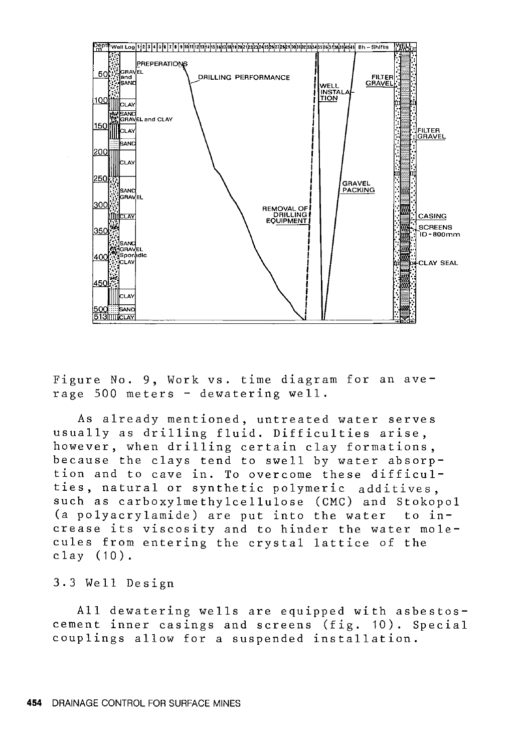Figure No. 9, Work vs. time diagram for an average 500 meters - dewatering well.

As already mentioned, untreated water serves usually as drilling fluid. Difficulties arise, however, when drilling certain clay formations, because the clays tend to swell by water absorption and to cave in. To overcome these difficulties, natural or synthetic polymeric additives, such as carboxylmethylcellulose (CMC) and Stokopol (a polyacrylamide) are put into the water to increase its viscosity and to hinder the water molecules from entering the crystal lattice of the clay (10).

### 3.3 Well Design

All dewatering wells are equipped with asbestos-cement inner casings and screens (fig. 10). Special couplings allow for a suspended installation.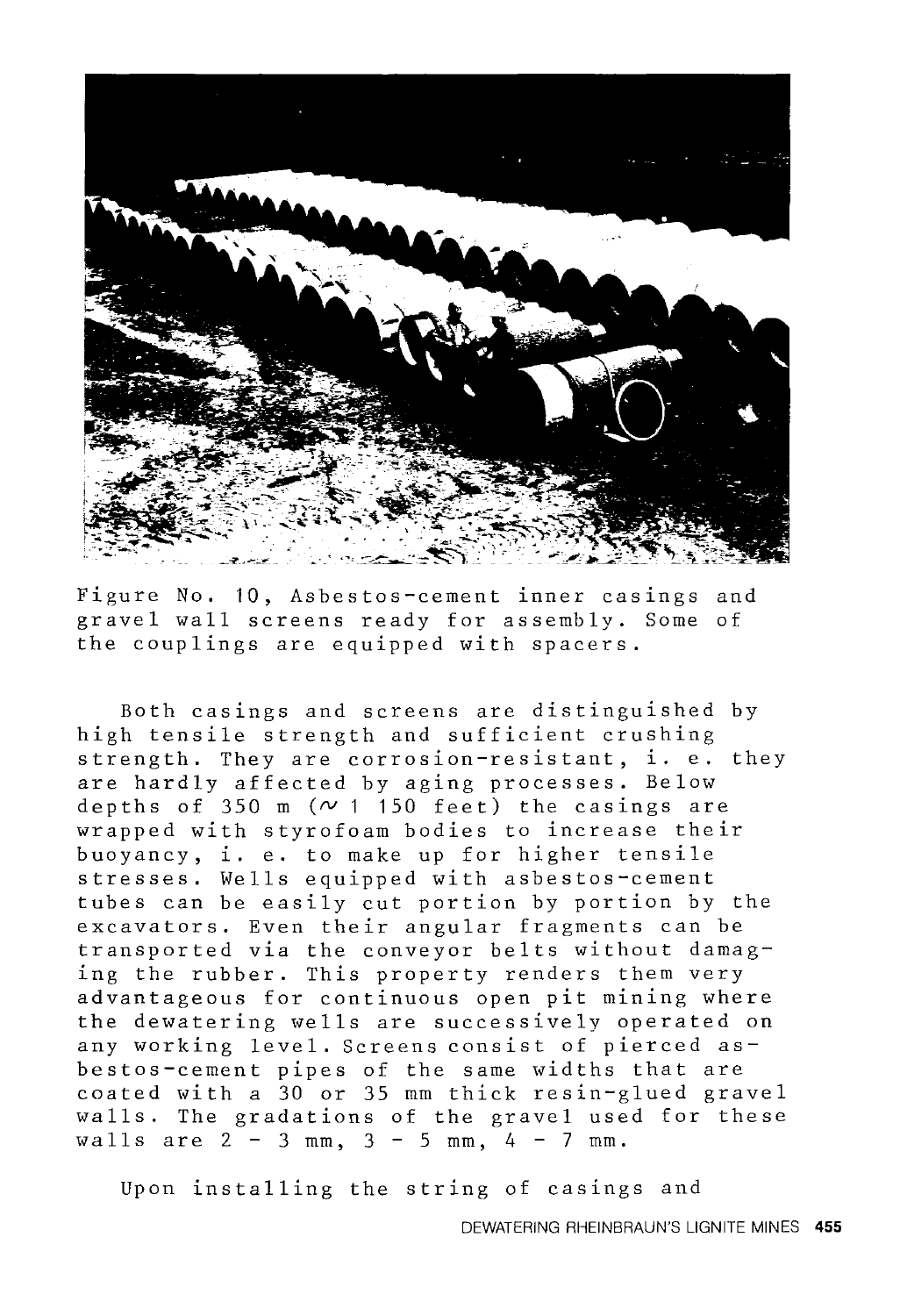Figure No. 10, Asbestos-cement inner casings and gravel wall screens ready for assembly. Some of the couplings are equipped with spacers.

Both casings and screens are distinguished by high tensile strength and sufficient crushing strength. They are corrosion-resistant, i. e. they are hardly affected by aging processes. Below depths of 350 m (~ 1 150 feet) the casings are wrapped with styrofoam bodies to increase their buoyancy, i. e. to make up for higher tensile stresses. Wells equipped with asbestos-cement tubes can be easily cut portion by portion by the excavators. Even their angular fragments can be transported via the conveyor belts without damaging the rubber. This property renders them very advantageous for continuous open pit mining where the dewatering wells are successively operated on any working level. Screens consist of pierced asbestos-cement pipes of the same widths that are coated with a 30 or 35 mm thick resin-glued gravel walls. The gradations of the gravel used for these walls are 2 - 3 mm, 3 - 5 mm, 4 - 7 mm.

Upon installing the string of casings and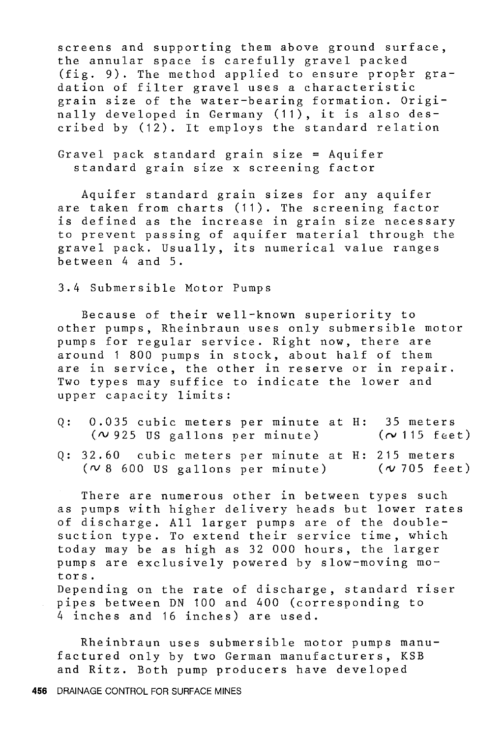screens and supporting them above ground surface, the annular space is carefully gravel packed (fig. 9). The method applied to ensure proper gradation of filter gravel uses a characteristic grain size of the water-bearing formation. Originally developed in Germany (11), it is also described by (12). It employs the standard relation

Gravel pack standard grain size = Aquifer standard grain size x screening factor

Aquifer standard grain sizes for any aquifer are taken from charts (11). The screening factor is defined as the increase in grain size necessary to prevent passing of aquifer material through the gravel pack. Usually, its numerical value ranges between 4 and 5.

### 3.4 Submersible Motor Pumps

Because of their well-known superiority to other pumps, Rheinbraun uses only submersible motor pumps for regular service. Right now, there are around 1 800 pumps in stock, about half of them are in service, the other in reserve or in repair. Two types may suffice to indicate the lower and upper capacity limits:

Q: 0.035 cubic meters per minute at H: 35 meters (~925 US gallons per minute) (~115 feet)

Q: 32.60 cubic meters per minute at H: 215 meters (~8 600 US gallons per minute) (~705 feet)

There are numerous other in between types such as pumps with higher delivery heads but lower rates of discharge. All larger pumps are of the double-suction type. To extend their service time, which today may be as high as 32 000 hours, the larger pumps are exclusively powered by slow-moving motors.
Depending on the rate of discharge, standard riser pipes between DN 100 and 400 (corresponding to 4 inches and 16 inches) are used.

Rheinbraun uses submersible motor pumps manufactured only by two German manufacturers, KSB and Ritz. Both pump producers have developed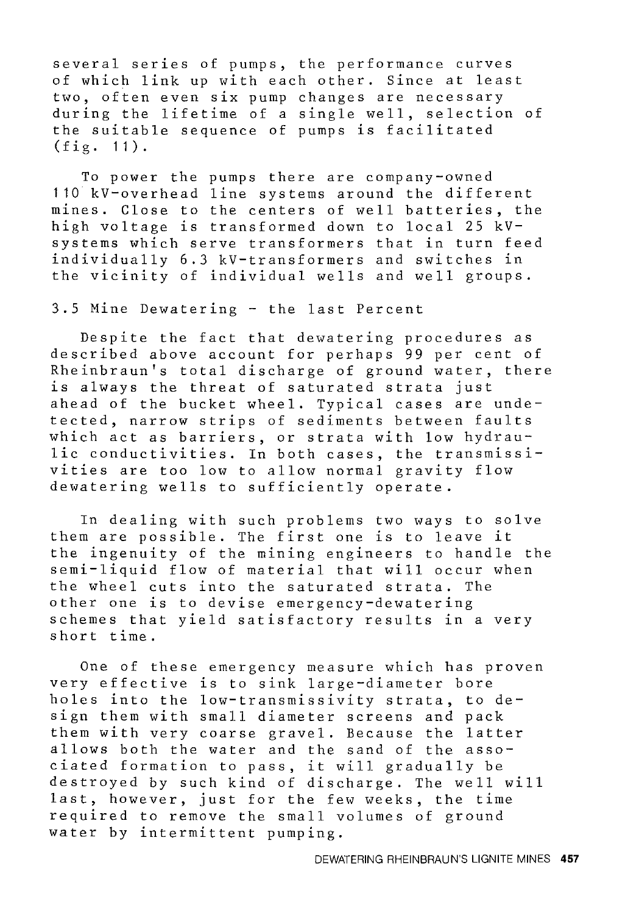several series of pumps, the performance curves of which link up with each other. Since at least two, often even six pump changes are necessary during the lifetime of a single well, selection of the suitable sequence of pumps is facilitated (fig. 11).

To power the pumps there are company-owned 110 kV-overhead line systems around the different mines. Close to the centers of well batteries, the high voltage is transformed down to local 25 kV-systems which serve transformers that in turn feed individually 6.3 kV-transformers and switches in the vicinity of individual wells and well groups.

### 3.5 Mine Dewatering - the last Percent

Despite the fact that dewatering procedures as described above account for perhaps 99 per cent of Rheinbraun's total discharge of ground water, there is always the threat of saturated strata just ahead of the bucket wheel. Typical cases are undetected, narrow strips of sediments between faults which act as barriers, or strata with low hydraulic conductivities. In both cases, the transmissivities are too low to allow normal gravity flow dewatering wells to sufficiently operate.

In dealing with such problems two ways to solve them are possible. The first one is to leave it the ingenuity of the mining engineers to handle the semi-liquid flow of material that will occur when the wheel cuts into the saturated strata. The other one is to devise emergency-dewatering schemes that yield satisfactory results in a very short time.

One of these emergency measure which has proven very effective is to sink large-diameter bore holes into the low-transmissivity strata, to design them with small diameter screens and pack them with very coarse gravel. Because the latter allows both the water and the sand of the associated formation to pass, it will gradually be destroyed by such kind of discharge. The well will last, however, just for the few weeks, the time required to remove the small volumes of ground water by intermittent pumping.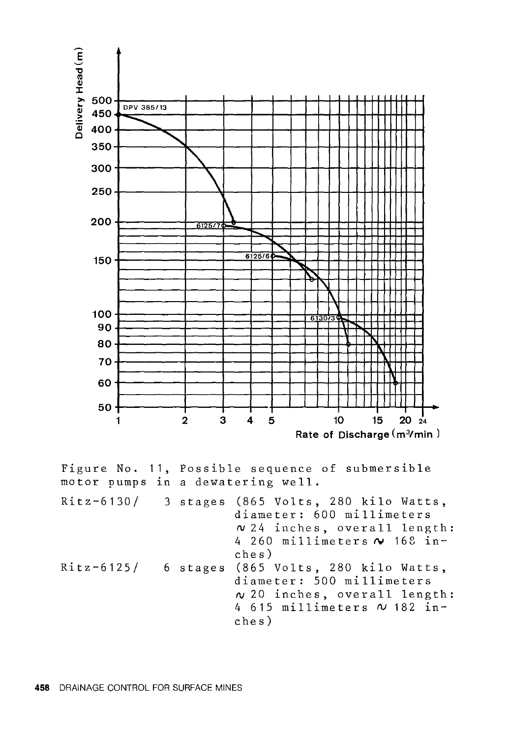Figure No. 11, Possible sequence of submersible motor pumps in a dewatering well.

Ritz-6130/ 3 stages (865 Volts, 280 kilo Watts, diameter: 600 millimeters ~ 24 inches, overall length: 4 260 millimeters ~ 168 inches)

Ritz-6125/ 6 stages (865 Volts, 280 kilo Watts, diameter: 500 millimeters ~ 20 inches, overall length: 4 615 millimeters ~ 182 inches)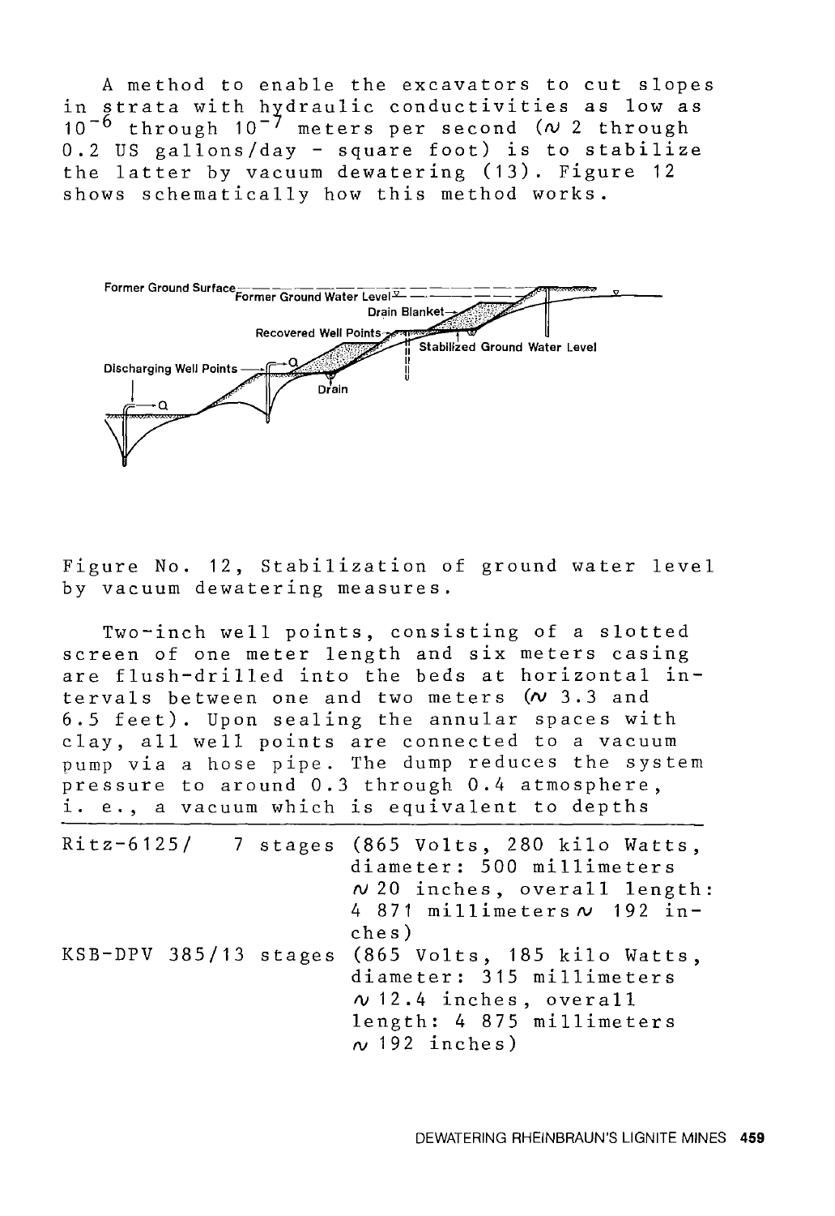A method to enable the excavators to cut slopes in strata with hydraulic conductivities as low as $10^{-6}$ through $10^{-7}$ meters per second ($\sim$ 2 through 0.2 US gallons/day - square foot) is to stabilize the latter by vacuum dewatering (13). Figure 12 shows schematically how this method works.

Figure No. 12, Stabilization of ground water level by vacuum dewatering measures.

Two-inch well points, consisting of a slotted screen of one meter length and six meters casing are flush-drilled into the beds at horizontal intervals between one and two meters ($\sim$ 3.3 and 6.5 feet). Upon sealing the annular spaces with clay, all well points are connected to a vacuum pump via a hose pipe. The dump reduces the system pressure to around 0.3 through 0.4 atmosphere, i. e., a vacuum which is equivalent to depths

---

Ritz-6125/ 7 stages (865 Volts, 280 kilo Watts, diameter: 500 millimeters $\sim$ 20 inches, overall length: 4 871 millimeters $\sim$ 192 inches)

KSB-DPV 385/13 stages (865 Volts, 185 kilo Watts, diameter: 315 millimeters $\sim$ 12.4 inches, overall length: 4 875 millimeters $\sim$ 192 inches)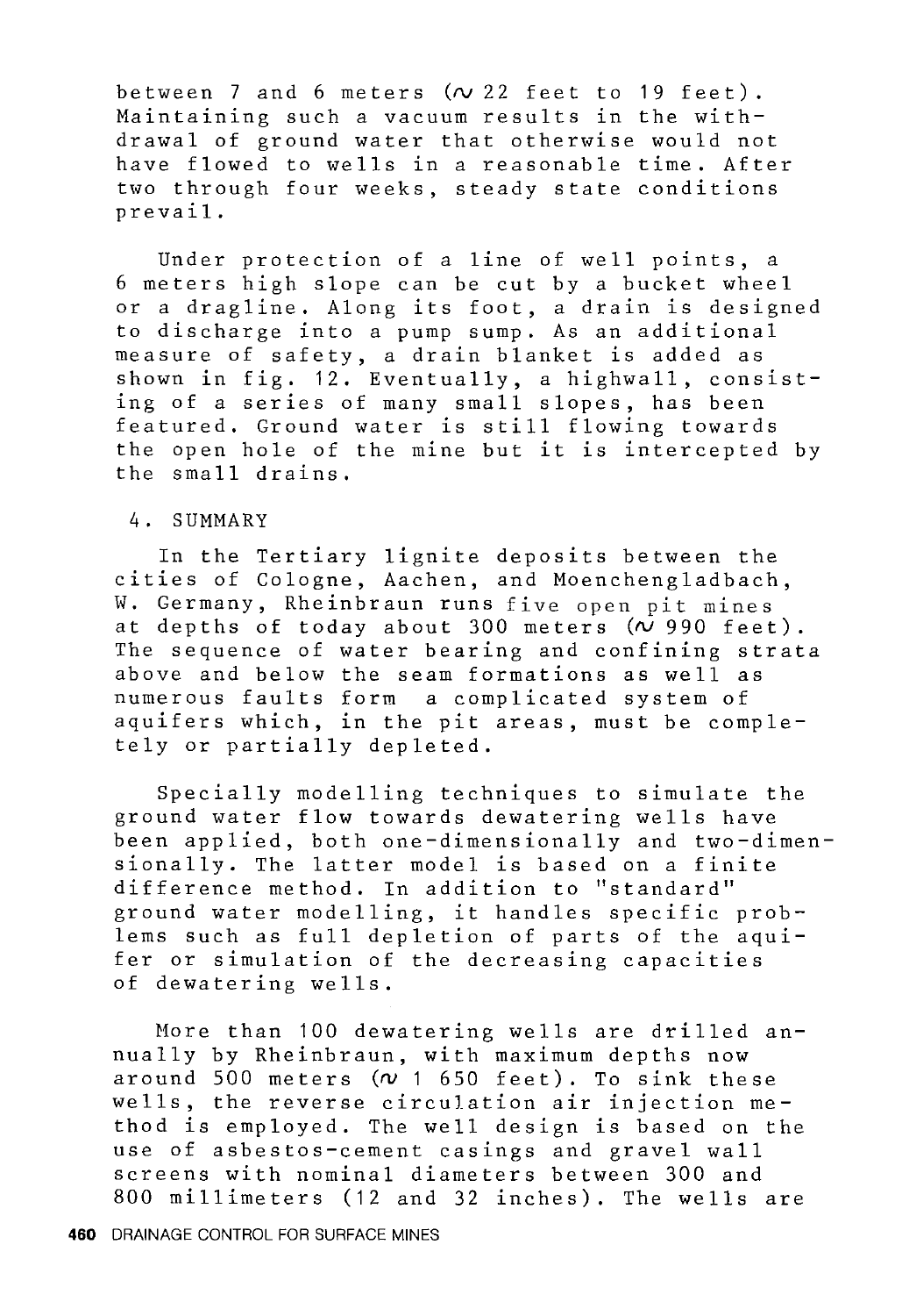between 7 and 6 meters (~ 22 feet to 19 feet). Maintaining such a vacuum results in the withdrawal of ground water that otherwise would not have flowed to wells in a reasonable time. After two through four weeks, steady state conditions prevail.

Under protection of a line of well points, a 6 meters high slope can be cut by a bucket wheel or a dragline. Along its foot, a drain is designed to discharge into a pump sump. As an additional measure of safety, a drain blanket is added as shown in fig. 12. Eventually, a highwall, consisting of a series of many small slopes, has been featured. Ground water is still flowing towards the open hole of the mine but it is intercepted by the small drains.

## 4. SUMMARY

In the Tertiary lignite deposits between the cities of Cologne, Aachen, and Moenchengladbach, W. Germany, Rheinbraun runs five open pit mines at depths of today about 300 meters (~ 990 feet). The sequence of water bearing and confining strata above and below the seam formations as well as numerous faults form a complicated system of aquifers which, in the pit areas, must be completely or partially depleted.

Specially modelling techniques to simulate the ground water flow towards dewatering wells have been applied, both one-dimensionally and two-dimensionally. The latter model is based on a finite difference method. In addition to "standard" ground water modelling, it handles specific problems such as full depletion of parts of the aquifer or simulation of the decreasing capacities of dewatering wells.

More than 100 dewatering wells are drilled annually by Rheinbraun, with maximum depths now around 500 meters (~ 1 650 feet). To sink these wells, the reverse circulation air injection method is employed. The well design is based on the use of asbestos-cement casings and gravel wall screens with nominal diameters between 300 and 800 millimeters (12 and 32 inches). The wells are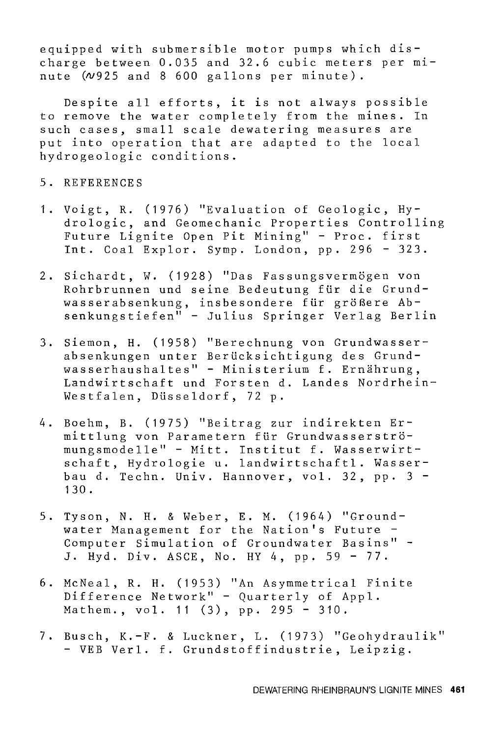equipped with submersible motor pumps which discharge between 0.035 and 32.6 cubic meters per minute (~925 and 8 600 gallons per minute).

Despite all efforts, it is not always possible to remove the water completely from the mines. In such cases, small scale dewatering measures are put into operation that are adapted to the local hydrogeologic conditions.

## 5. REFERENCES

1. Voigt, R. (1976) "Evaluation of Geologic, Hydrologic, and Geomechanic Properties Controlling Future Lignite Open Pit Mining" - Proc. first Int. Coal Explor. Symp. London, pp. 296 - 323.

2. Sichardt, W. (1928) "Das Fassungsvermögen von Rohrbrunnen und seine Bedeutung für die Grundwasserabsenkung, insbesondere für größere Absenkungstiefen" - Julius Springer Verlag Berlin

3. Siemon, H. (1958) "Berechnung von Grundwasserabsenkungen unter Berücksichtigung des Grundwasserhaushaltes" - Ministerium f. Ernährung, Landwirtschaft und Forsten d. Landes Nordrhein-Westfalen, Düsseldorf, 72 p.

4. Boehm, B. (1975) "Beitrag zur indirekten Ermittlung von Parametern für Grundwasserströmungsmodelle" - Mitt. Institut f. Wasserwirtschaft, Hydrologie u. landwirtschaftl. Wasserbau d. Techn. Univ. Hannover, vol. 32, pp. 3 - 130.

5. Tyson, N. H. & Weber, E. M. (1964) "Groundwater Management for the Nation's Future - Computer Simulation of Groundwater Basins" - J. Hyd. Div. ASCE, No. HY 4, pp. 59 - 77.

6. McNeal, R. H. (1953) "An Asymmetrical Finite Difference Network" - Quarterly of Appl. Mathem., vol. 11 (3), pp. 295 - 310.

7. Busch, K.-F. & Luckner, L. (1973) "Geohydraulik" - VEB Verl. f. Grundstoffindustrie, Leipzig.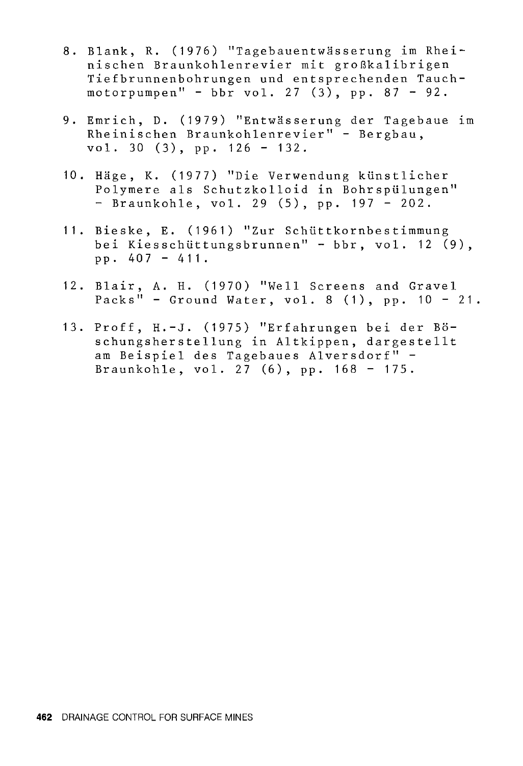8. Blank, R. (1976) "Tagebauentwässerung im Rheinischen Braunkohlenrevier mit großkalibrigen Tiefbrunnenbohrungen und entsprechenden Tauchmotorpumpen" - bbr vol. 27 (3), pp. 87 - 92.

9. Emrich, D. (1979) "Entwässerung der Tagebaue im Rheinischen Braunkohlenrevier" - Bergbau, vol. 30 (3), pp. 126 - 132.

10. Häge, K. (1977) "Die Verwendung künstlicher Polymere als Schutzkolloid in Bohrspülungen" - Braunkohle, vol. 29 (5), pp. 197 - 202.

11. Bieske, E. (1961) "Zur Schüttkornbestimmung bei Kiesschüttungsbrunnen" - bbr, vol. 12 (9), pp. 407 - 411.

12. Blair, A. H. (1970) "Well Screens and Gravel Packs" - Ground Water, vol. 8 (1), pp. 10 - 21.

13. Proff, H.-J. (1975) "Erfahrungen bei der Böschungsherstellung in Altkippen, dargestellt am Beispiel des Tagebaues Alversdorf" - Braunkohle, vol. 27 (6), pp. 168 - 175.